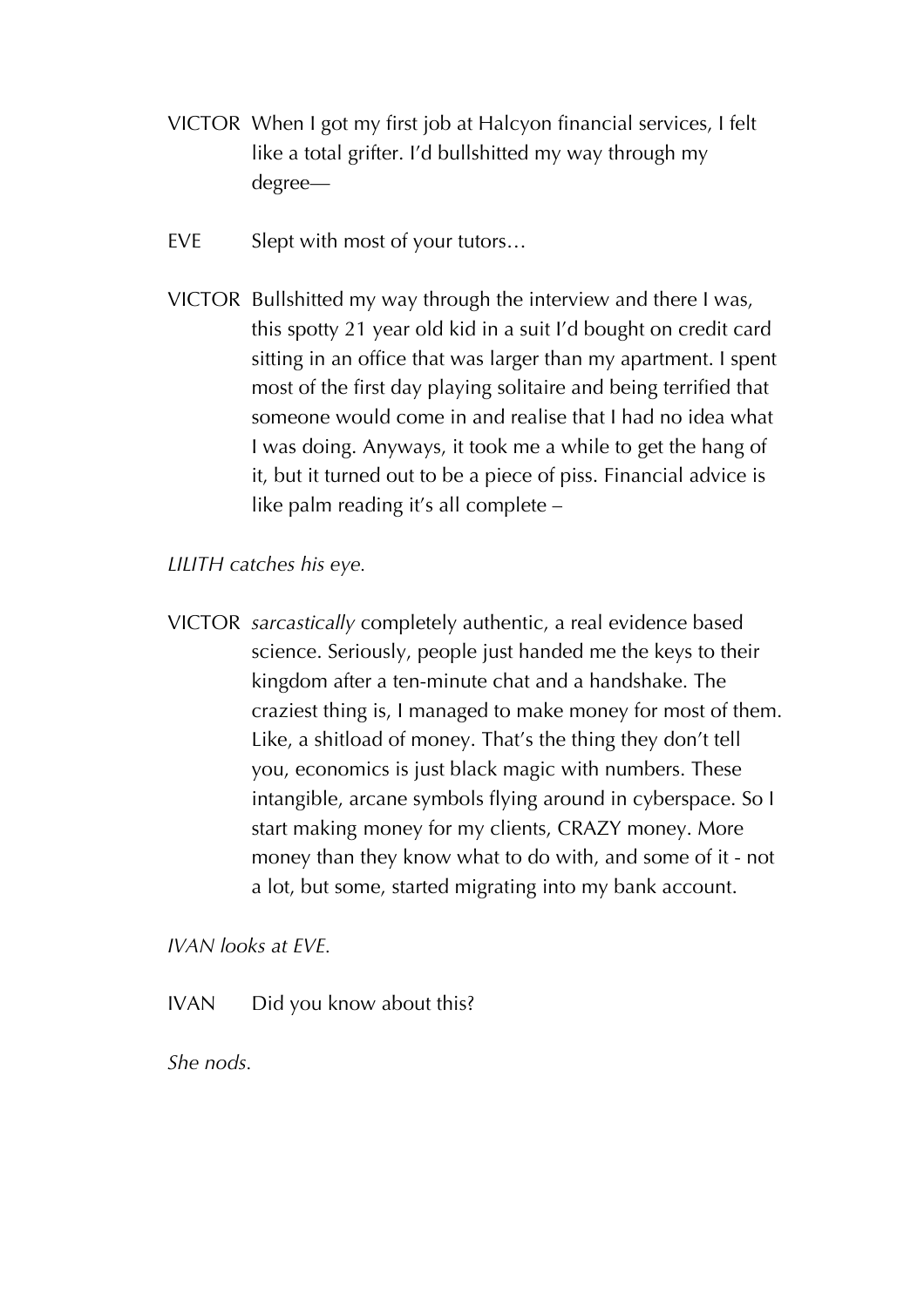VICTOR When I got my first job at Halcyon financial services, I felt like a total grifter. I'd bullshitted my way through my degree—

EVE Slept with most of your tutors…

VICTOR Bullshitted my way through the interview and there I was, this spotty 21 year old kid in a suit I'd bought on credit card sitting in an office that was larger than my apartment. I spent most of the first day playing solitaire and being terrified that someone would come in and realise that I had no idea what I was doing. Anyways, it took me a while to get the hang of it, but it turned out to be a piece of piss. Financial advice is like palm reading it's all complete –

*LILITH catches his eye.*

VICTOR *sarcastically* completely authentic, a real evidence based science. Seriously, people just handed me the keys to their kingdom after a ten-minute chat and a handshake. The craziest thing is, I managed to make money for most of them. Like, a shitload of money. That's the thing they don't tell you, economics is just black magic with numbers. These intangible, arcane symbols flying around in cyberspace. So I start making money for my clients, CRAZY money. More money than they know what to do with, and some of it - not a lot, but some, started migrating into my bank account.

*IVAN looks at EVE.*

IVAN Did you know about this?

*She nods.*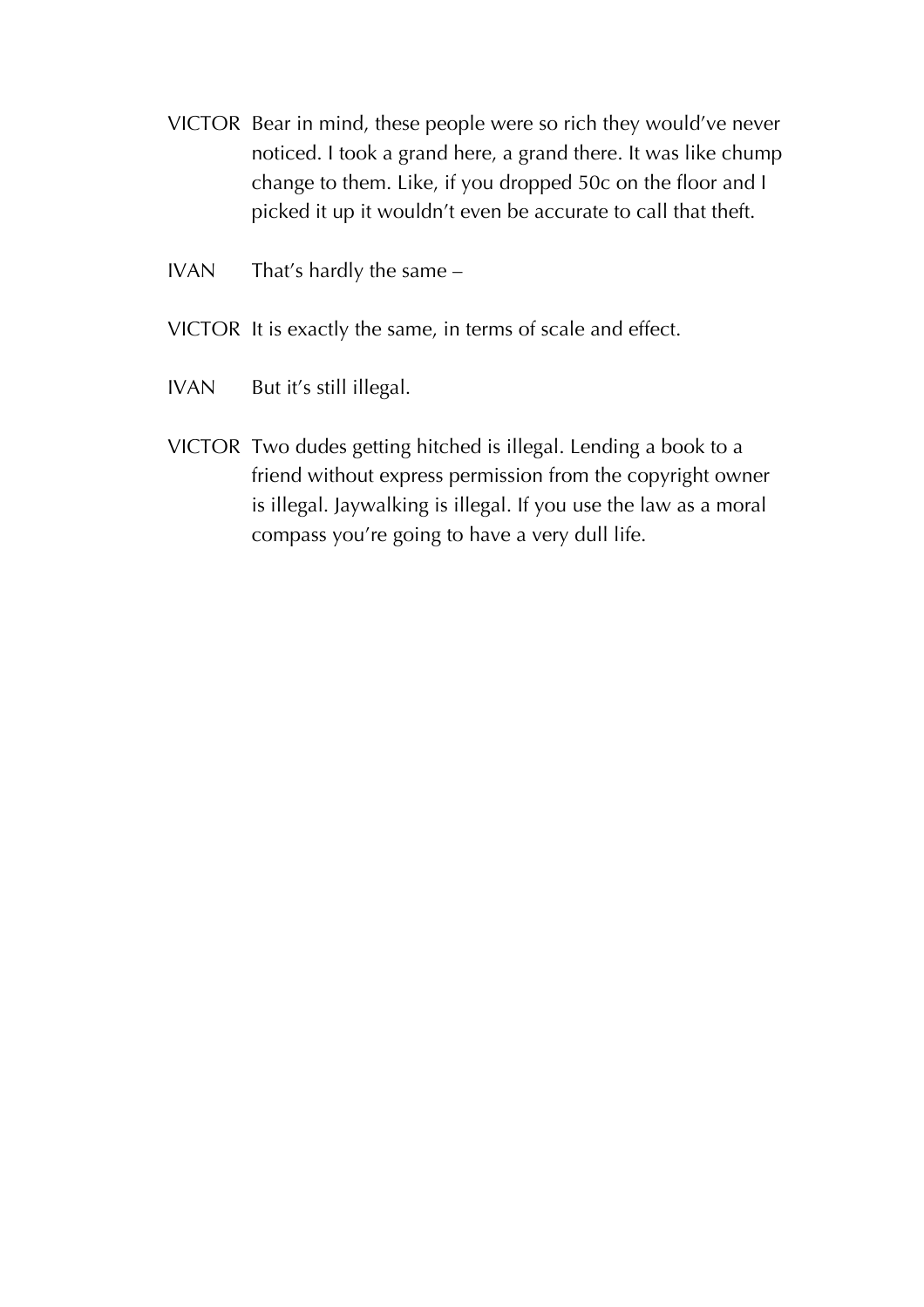VICTOR Bear in mind, these people were so rich they would've never noticed. I took a grand here, a grand there. It was like chump change to them. Like, if you dropped 50c on the floor and I picked it up it wouldn't even be accurate to call that theft.

IVAN That's hardly the same –

VICTOR It is exactly the same, in terms of scale and effect.

IVAN But it's still illegal.

VICTOR Two dudes getting hitched is illegal. Lending a book to a friend without express permission from the copyright owner is illegal. Jaywalking is illegal. If you use the law as a moral compass you're going to have a very dull life.